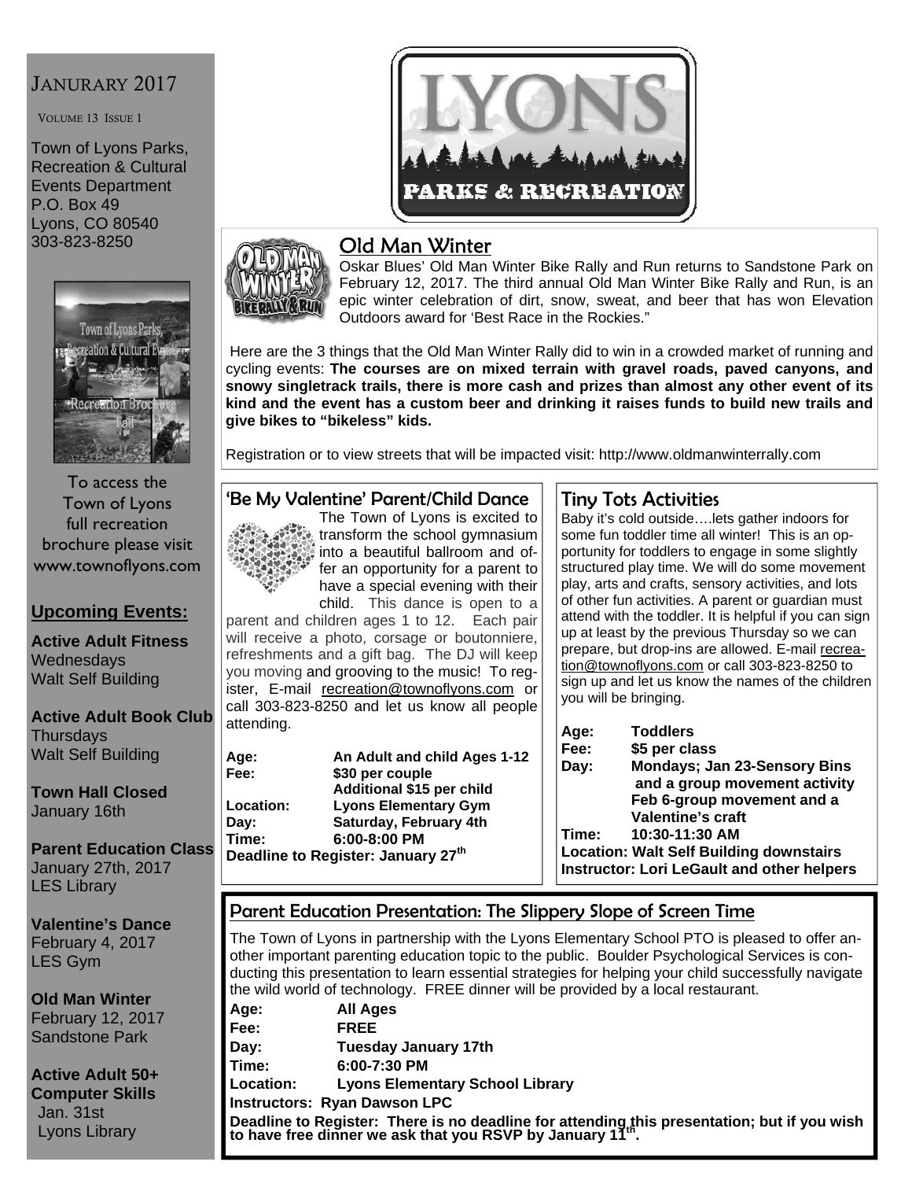JANURARY 2017

VOLUME 13 ISSUE 1

Town of Lyons Parks, Recreation & Cultural Events Department
P.O. Box 49
Lyons, CO 80540
303-823-8250

To access the Town of Lyons full recreation brochure please visit www.townoflyons.com

## Upcoming Events:

**Active Adult Fitness**
Wednesdays
Walt Self Building

**Active Adult Book Club**
Thursdays
Walt Self Building

**Town Hall Closed**
January 16th

**Parent Education Class**
January 27th, 2017
LES Library

**Valentine's Dance**
February 4, 2017
LES Gym

**Old Man Winter**
February 12, 2017
Sandstone Park

**Active Adult 50+ Computer Skills**
Jan. 31st
Lyons Library

# LYONS PARKS & RECREATION

## Old Man Winter

Oskar Blues' Old Man Winter Bike Rally and Run returns to Sandstone Park on February 12, 2017. The third annual Old Man Winter Bike Rally and Run, is an epic winter celebration of dirt, snow, sweat, and beer that has won Elevation Outdoors award for 'Best Race in the Rockies."

Here are the 3 things that the Old Man Winter Rally did to win in a crowded market of running and cycling events: **The courses are on mixed terrain with gravel roads, paved canyons, and snowy singletrack trails, there is more cash and prizes than almost any other event of its kind and the event has a custom beer and drinking it raises funds to build new trails and give bikes to "bikeless" kids.**

Registration or to view streets that will be impacted visit: http://www.oldmanwinterrally.com

## 'Be My Valentine' Parent/Child Dance

The Town of Lyons is excited to transform the school gymnasium into a beautiful ballroom and offer an opportunity for a parent to have a special evening with their child. This dance is open to a parent and children ages 1 to 12. Each pair will receive a photo, corsage or boutonniere, refreshments and a gift bag. The DJ will keep you moving and grooving to the music! To register, E-mail recreation@townoflyons.com or call 303-823-8250 and let us know all people attending.

**Age:** An Adult and child Ages 1-12
**Fee:** $30 per couple
Additional $15 per child
**Location:** Lyons Elementary Gym
**Day:** Saturday, February 4th
**Time:** 6:00-8:00 PM
**Deadline to Register: January 27th**

## Tiny Tots Activities

Baby it's cold outside….lets gather indoors for some fun toddler time all winter! This is an opportunity for toddlers to engage in some slightly structured play time. We will do some movement play, arts and crafts, sensory activities, and lots of other fun activities. A parent or guardian must attend with the toddler. It is helpful if you can sign up at least by the previous Thursday so we can prepare, but drop-ins are allowed. E-mail recreation@townoflyons.com or call 303-823-8250 to sign up and let us know the names of the children you will be bringing.

**Age:** Toddlers
**Fee:** $5 per class
**Day:** Mondays; Jan 23-Sensory Bins and a group movement activity
Feb 6-group movement and a Valentine's craft
**Time:** 10:30-11:30 AM
**Location: Walt Self Building downstairs**
**Instructor: Lori LeGault and other helpers**

## Parent Education Presentation: The Slippery Slope of Screen Time

The Town of Lyons in partnership with the Lyons Elementary School PTO is pleased to offer another important parenting education topic to the public. Boulder Psychological Services is conducting this presentation to learn essential strategies for helping your child successfully navigate the wild world of technology. FREE dinner will be provided by a local restaurant.

**Age:** All Ages
**Fee:** FREE
**Day:** Tuesday January 17th
**Time:** 6:00-7:30 PM
**Location:** Lyons Elementary School Library
**Instructors: Ryan Dawson LPC**
**Deadline to Register: There is no deadline for attending this presentation; but if you wish to have free dinner we ask that you RSVP by January 11th.**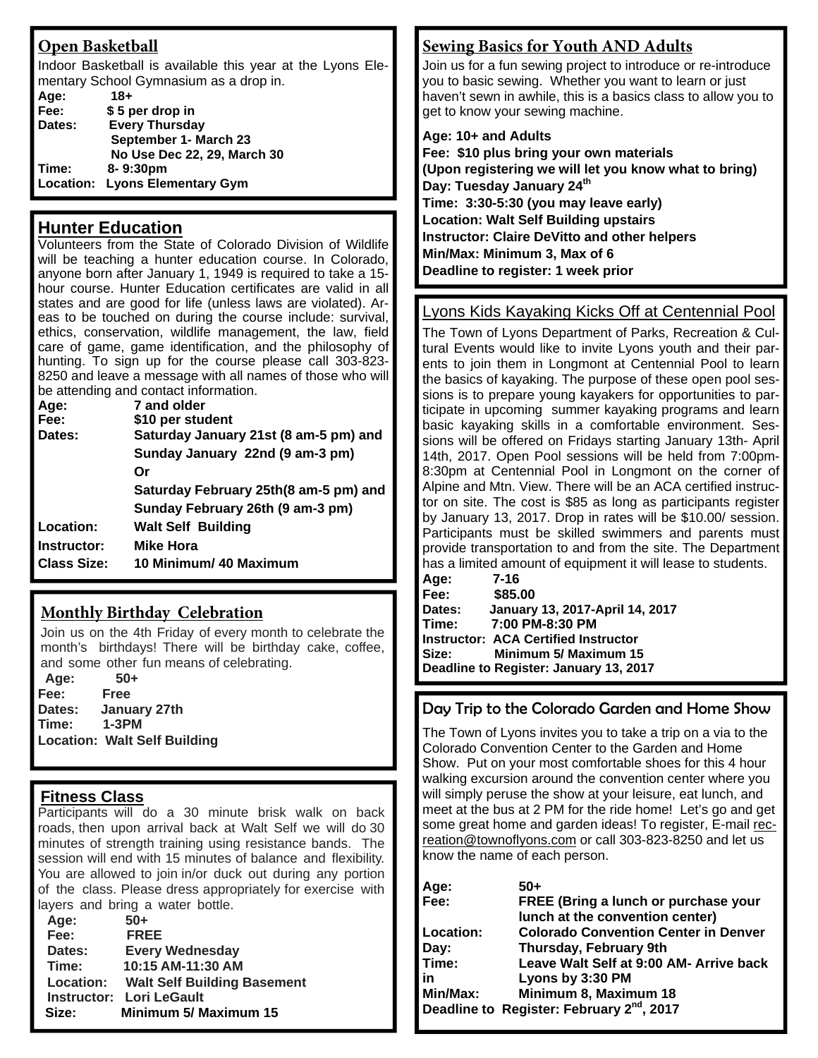## Open Basketball

Indoor Basketball is available this year at the Lyons Elementary School Gymnasium as a drop in.

**Age:** 18+
**Fee:** $ 5 per drop in
**Dates:** Every Thursday
September 1- March 23
No Use Dec 22, 29, March 30
**Time:** 8- 9:30pm
**Location:** Lyons Elementary Gym

## Hunter Education

Volunteers from the State of Colorado Division of Wildlife will be teaching a hunter education course. In Colorado, anyone born after January 1, 1949 is required to take a 15-hour course. Hunter Education certificates are valid in all states and are good for life (unless laws are violated). Areas to be touched on during the course include: survival, ethics, conservation, wildlife management, the law, field care of game, game identification, and the philosophy of hunting. To sign up for the course please call 303-823-8250 and leave a message with all names of those who will be attending and contact information.

**Age:** 7 and older
**Fee:** $10 per student
**Dates:** Saturday January 21st (8 am-5 pm) and
Sunday January 22nd (9 am-3 pm)
Or
Saturday February 25th(8 am-5 pm) and
Sunday February 26th (9 am-3 pm)
**Location:** Walt Self Building
**Instructor:** Mike Hora
**Class Size:** 10 Minimum/ 40 Maximum

## Monthly Birthday Celebration

Join us on the 4th Friday of every month to celebrate the month's birthdays! There will be birthday cake, coffee, and some other fun means of celebrating.

**Age:** 50+
**Fee:** Free
**Dates:** January 27th
**Time:** 1-3PM
**Location:** Walt Self Building

## Fitness Class

Participants will do a 30 minute brisk walk on back roads, then upon arrival back at Walt Self we will do 30 minutes of strength training using resistance bands. The session will end with 15 minutes of balance and flexibility. You are allowed to join in/or duck out during any portion of the class. Please dress appropriately for exercise with layers and bring a water bottle.

**Age:** 50+
**Fee:** FREE
**Dates:** Every Wednesday
**Time:** 10:15 AM-11:30 AM
**Location:** Walt Self Building Basement
**Instructor:** Lori LeGault
**Size:** Minimum 5/ Maximum 15

## Sewing Basics for Youth AND Adults

Join us for a fun sewing project to introduce or re-introduce you to basic sewing. Whether you want to learn or just haven't sewn in awhile, this is a basics class to allow you to get to know your sewing machine.

**Age: 10+ and Adults**
**Fee: $10 plus bring your own materials**
**(Upon registering we will let you know what to bring)**
**Day: Tuesday January 24th**
**Time: 3:30-5:30 (you may leave early)**
**Location: Walt Self Building upstairs**
**Instructor: Claire DeVitto and other helpers**
**Min/Max: Minimum 3, Max of 6**
**Deadline to register: 1 week prior**

## Lyons Kids Kayaking Kicks Off at Centennial Pool

The Town of Lyons Department of Parks, Recreation & Cultural Events would like to invite Lyons youth and their parents to join them in Longmont at Centennial Pool to learn the basics of kayaking. The purpose of these open pool sessions is to prepare young kayakers for opportunities to participate in upcoming summer kayaking programs and learn basic kayaking skills in a comfortable environment. Sessions will be offered on Fridays starting January 13th- April 14th, 2017. Open Pool sessions will be held from 7:00pm-8:30pm at Centennial Pool in Longmont on the corner of Alpine and Mtn. View. There will be an ACA certified instructor on site. The cost is $85 as long as participants register by January 13, 2017. Drop in rates will be $10.00/ session. Participants must be skilled swimmers and parents must provide transportation to and from the site. The Department has a limited amount of equipment it will lease to students.

**Age:** 7-16
**Fee:** $85.00
**Dates:** January 13, 2017-April 14, 2017
**Time:** 7:00 PM-8:30 PM
**Instructor:** ACA Certified Instructor
**Size:** Minimum 5/ Maximum 15
**Deadline to Register:** January 13, 2017

## Day Trip to the Colorado Garden and Home Show

The Town of Lyons invites you to take a trip on a via to the Colorado Convention Center to the Garden and Home Show. Put on your most comfortable shoes for this 4 hour walking excursion around the convention center where you will simply peruse the show at your leisure, eat lunch, and meet at the bus at 2 PM for the ride home! Let's go and get some great home and garden ideas! To register, E-mail recreation@townoflyons.com or call 303-823-8250 and let us know the name of each person.

**Age:** 50+
**Fee:** FREE (Bring a lunch or purchase your lunch at the convention center)
**Location:** Colorado Convention Center in Denver
**Day:** Thursday, February 9th
**Time:** Leave Walt Self at 9:00 AM- Arrive back in Lyons by 3:30 PM
**Min/Max:** Minimum 8, Maximum 18
**Deadline to Register:** February 2nd, 2017